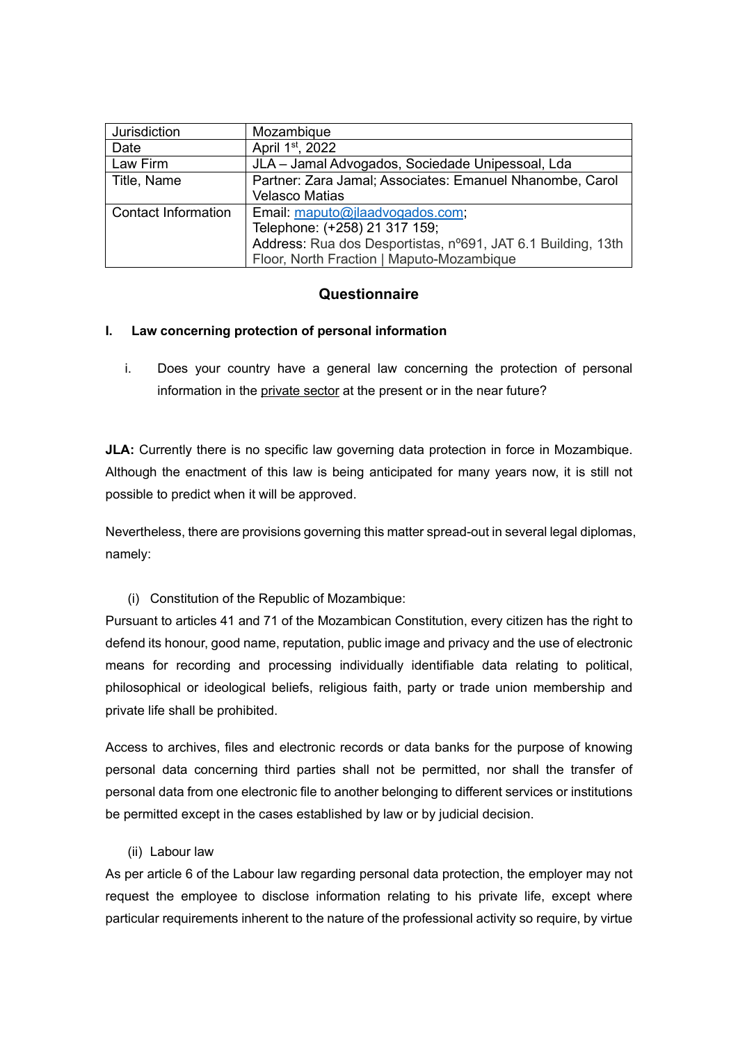| | |
|---|---|
| Jurisdiction | Mozambique |
| Date | April 1st, 2022 |
| Law Firm | JLA – Jamal Advogados, Sociedade Unipessoal, Lda |
| Title, Name | Partner: Zara Jamal; Associates: Emanuel Nhanombe, Carol Velasco Matias |
| Contact Information | Email: maputo@jlaadvogados.com; Telephone: (+258) 21 317 159; Address: Rua dos Desportistas, nº691, JAT 6.1 Building, 13th Floor, North Fraction \| Maputo-Mozambique |

## Questionnaire

### I. Law concerning protection of personal information

i. Does your country have a general law concerning the protection of personal information in the private sector at the present or in the near future?

**JLA:** Currently there is no specific law governing data protection in force in Mozambique. Although the enactment of this law is being anticipated for many years now, it is still not possible to predict when it will be approved.

Nevertheless, there are provisions governing this matter spread-out in several legal diplomas, namely:

(i) Constitution of the Republic of Mozambique:

Pursuant to articles 41 and 71 of the Mozambican Constitution, every citizen has the right to defend its honour, good name, reputation, public image and privacy and the use of electronic means for recording and processing individually identifiable data relating to political, philosophical or ideological beliefs, religious faith, party or trade union membership and private life shall be prohibited.

Access to archives, files and electronic records or data banks for the purpose of knowing personal data concerning third parties shall not be permitted, nor shall the transfer of personal data from one electronic file to another belonging to different services or institutions be permitted except in the cases established by law or by judicial decision.

(ii) Labour law

As per article 6 of the Labour law regarding personal data protection, the employer may not request the employee to disclose information relating to his private life, except where particular requirements inherent to the nature of the professional activity so require, by virtue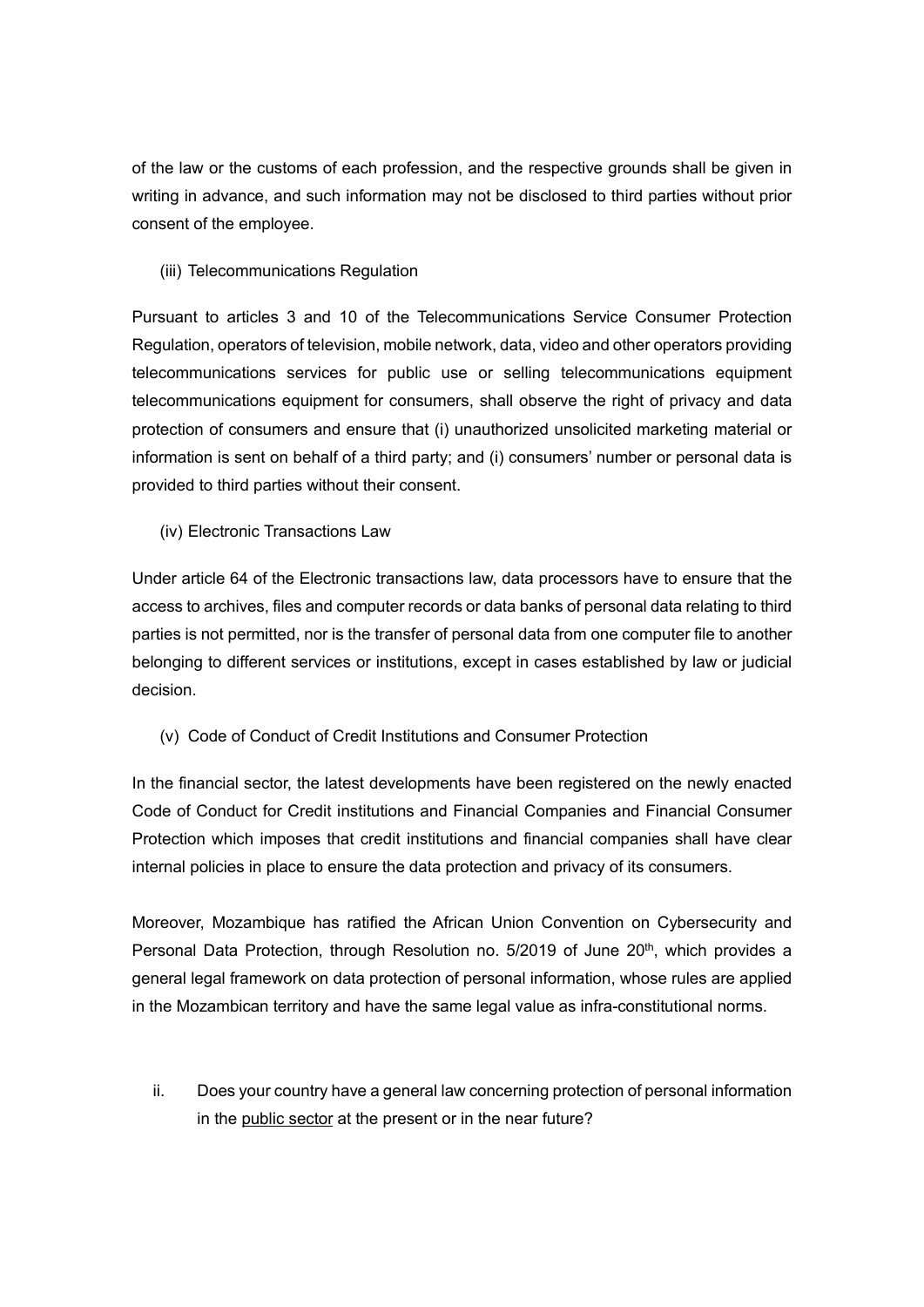of the law or the customs of each profession, and the respective grounds shall be given in writing in advance, and such information may not be disclosed to third parties without prior consent of the employee.

(iii) Telecommunications Regulation

Pursuant to articles 3 and 10 of the Telecommunications Service Consumer Protection Regulation, operators of television, mobile network, data, video and other operators providing telecommunications services for public use or selling telecommunications equipment telecommunications equipment for consumers, shall observe the right of privacy and data protection of consumers and ensure that (i) unauthorized unsolicited marketing material or information is sent on behalf of a third party; and (i) consumers' number or personal data is provided to third parties without their consent.

(iv) Electronic Transactions Law

Under article 64 of the Electronic transactions law, data processors have to ensure that the access to archives, files and computer records or data banks of personal data relating to third parties is not permitted, nor is the transfer of personal data from one computer file to another belonging to different services or institutions, except in cases established by law or judicial decision.

(v) Code of Conduct of Credit Institutions and Consumer Protection

In the financial sector, the latest developments have been registered on the newly enacted Code of Conduct for Credit institutions and Financial Companies and Financial Consumer Protection which imposes that credit institutions and financial companies shall have clear internal policies in place to ensure the data protection and privacy of its consumers.

Moreover, Mozambique has ratified the African Union Convention on Cybersecurity and Personal Data Protection, through Resolution no. 5/2019 of June 20th, which provides a general legal framework on data protection of personal information, whose rules are applied in the Mozambican territory and have the same legal value as infra-constitutional norms.

ii. Does your country have a general law concerning protection of personal information in the public sector at the present or in the near future?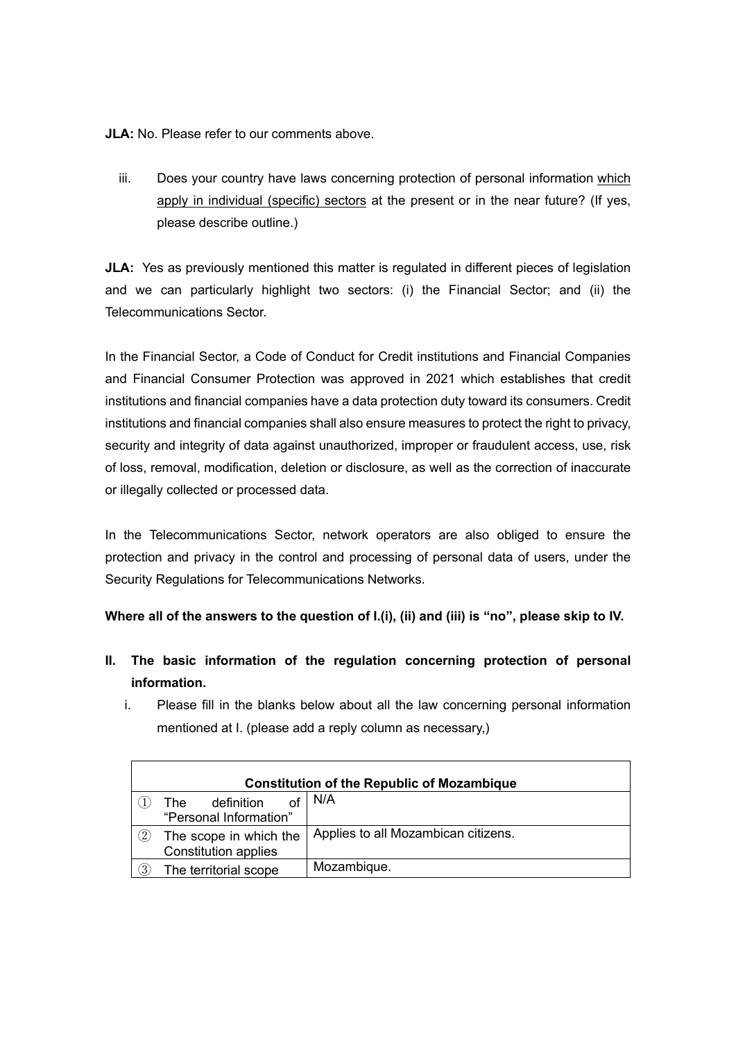**JLA:** No. Please refer to our comments above.

iii. Does your country have laws concerning protection of personal information which apply in individual (specific) sectors at the present or in the near future? (If yes, please describe outline.)

**JLA:** Yes as previously mentioned this matter is regulated in different pieces of legislation and we can particularly highlight two sectors: (i) the Financial Sector; and (ii) the Telecommunications Sector.

In the Financial Sector, a Code of Conduct for Credit institutions and Financial Companies and Financial Consumer Protection was approved in 2021 which establishes that credit institutions and financial companies have a data protection duty toward its consumers. Credit institutions and financial companies shall also ensure measures to protect the right to privacy, security and integrity of data against unauthorized, improper or fraudulent access, use, risk of loss, removal, modification, deletion or disclosure, as well as the correction of inaccurate or illegally collected or processed data.

In the Telecommunications Sector, network operators are also obliged to ensure the protection and privacy in the control and processing of personal data of users, under the Security Regulations for Telecommunications Networks.

**Where all of the answers to the question of I.(i), (ii) and (iii) is "no", please skip to IV.**

## II. The basic information of the regulation concerning protection of personal information.

i. Please fill in the blanks below about all the law concerning personal information mentioned at I. (please add a reply column as necessary,)

| Constitution of the Republic of Mozambique | |
|---|---|
| ① The definition of "Personal Information" | N/A |
| ② The scope in which the Constitution applies | Applies to all Mozambican citizens. |
| ③ The territorial scope | Mozambique. |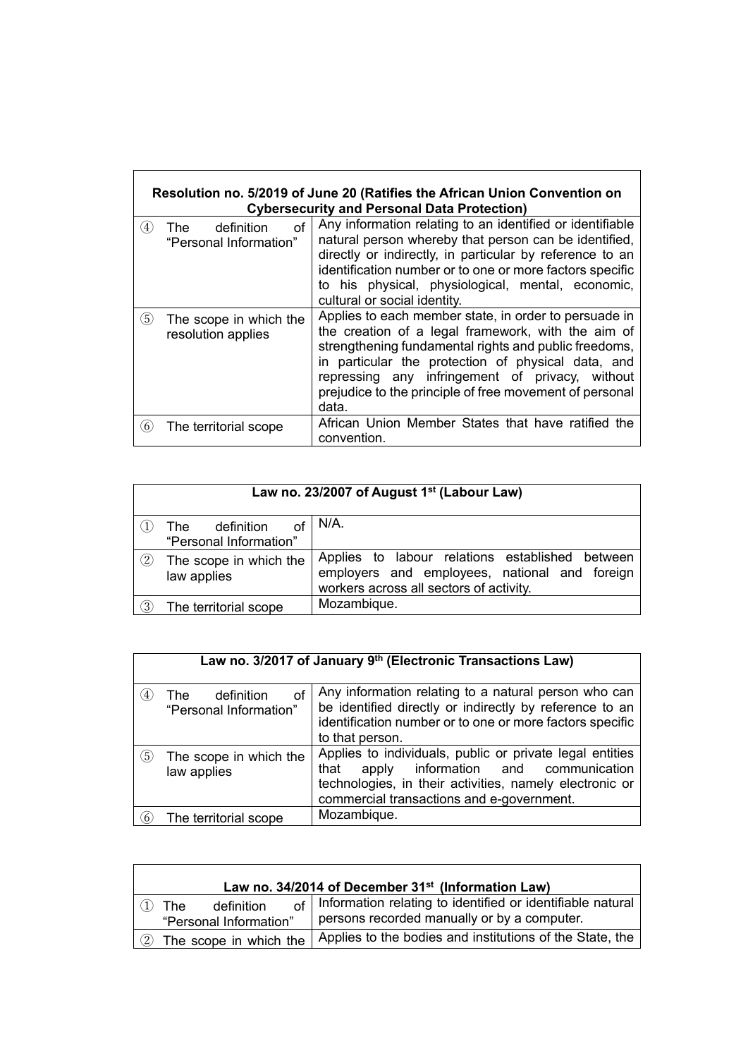| Resolution no. 5/2019 of June 20 (Ratifies the African Union Convention on Cybersecurity and Personal Data Protection) | |
|---|---|
| ④ The definition of "Personal Information" | Any information relating to an identified or identifiable natural person whereby that person can be identified, directly or indirectly, in particular by reference to an identification number or to one or more factors specific to his physical, physiological, mental, economic, cultural or social identity. |
| ⑤ The scope in which the resolution applies | Applies to each member state, in order to persuade in the creation of a legal framework, with the aim of strengthening fundamental rights and public freedoms, in particular the protection of physical data, and repressing any infringement of privacy, without prejudice to the principle of free movement of personal data. |
| ⑥ The territorial scope | African Union Member States that have ratified the convention. |

| Law no. 23/2007 of August 1st (Labour Law) | |
|---|---|
| ① The definition of "Personal Information" | N/A. |
| ② The scope in which the law applies | Applies to labour relations established between employers and employees, national and foreign workers across all sectors of activity. |
| ③ The territorial scope | Mozambique. |

| Law no. 3/2017 of January 9th (Electronic Transactions Law) | |
|---|---|
| ④ The definition of "Personal Information" | Any information relating to a natural person who can be identified directly or indirectly by reference to an identification number or to one or more factors specific to that person. |
| ⑤ The scope in which the law applies | Applies to individuals, public or private legal entities that apply information and communication technologies, in their activities, namely electronic or commercial transactions and e-government. |
| ⑥ The territorial scope | Mozambique. |

| Law no. 34/2014 of December 31st (Information Law) | |
|---|---|
| ① The definition of "Personal Information" | Information relating to identified or identifiable natural persons recorded manually or by a computer. |
| ② The scope in which the | Applies to the bodies and institutions of the State, the |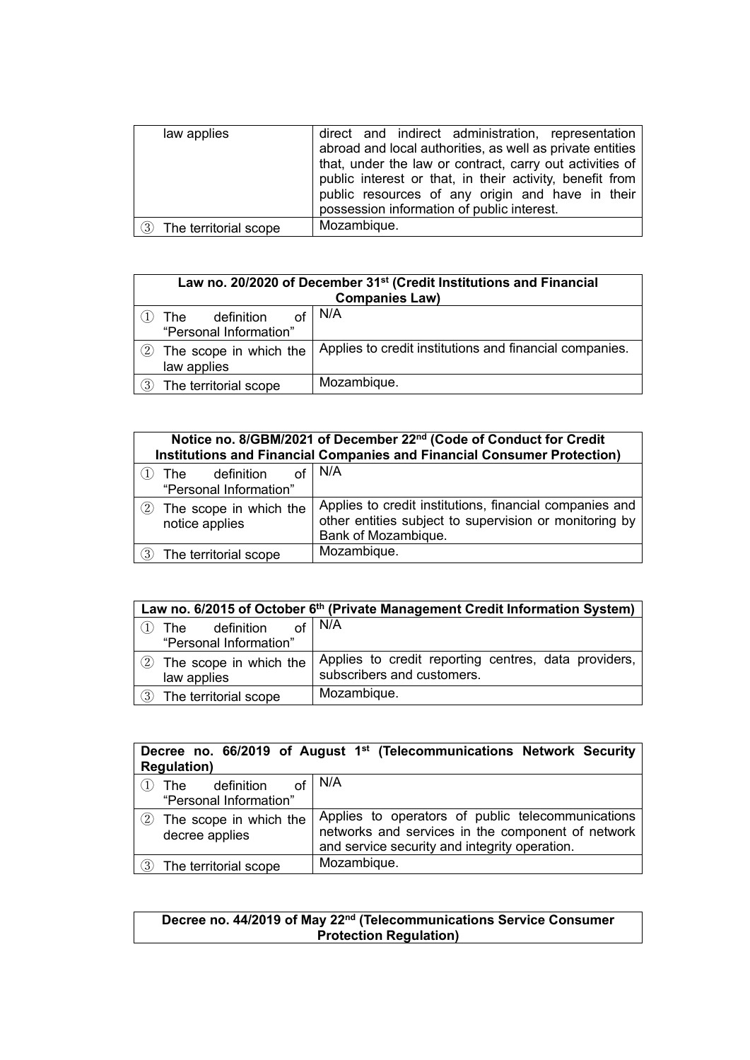| | |
|---|---|
| law applies | direct and indirect administration, representation abroad and local authorities, as well as private entities that, under the law or contract, carry out activities of public interest or that, in their activity, benefit from public resources of any origin and have in their possession information of public interest. |
| ③ The territorial scope | Mozambique. |

| **Law no. 20/2020 of December 31st (Credit Institutions and Financial Companies Law)** | |
|---|---|
| ① The definition of "Personal Information" | N/A |
| ② The scope in which the law applies | Applies to credit institutions and financial companies. |
| ③ The territorial scope | Mozambique. |

| **Notice no. 8/GBM/2021 of December 22nd (Code of Conduct for Credit Institutions and Financial Companies and Financial Consumer Protection)** | |
|---|---|
| ① The definition of "Personal Information" | N/A |
| ② The scope in which the notice applies | Applies to credit institutions, financial companies and other entities subject to supervision or monitoring by Bank of Mozambique. |
| ③ The territorial scope | Mozambique. |

| **Law no. 6/2015 of October 6th (Private Management Credit Information System)** | |
|---|---|
| ① The definition of "Personal Information" | N/A |
| ② The scope in which the law applies | Applies to credit reporting centres, data providers, subscribers and customers. |
| ③ The territorial scope | Mozambique. |

| **Decree no. 66/2019 of August 1st (Telecommunications Network Security Regulation)** | |
|---|---|
| ① The definition of "Personal Information" | N/A |
| ② The scope in which the decree applies | Applies to operators of public telecommunications networks and services in the component of network and service security and integrity operation. |
| ③ The territorial scope | Mozambique. |

| **Decree no. 44/2019 of May 22nd (Telecommunications Service Consumer Protection Regulation)** |
|---|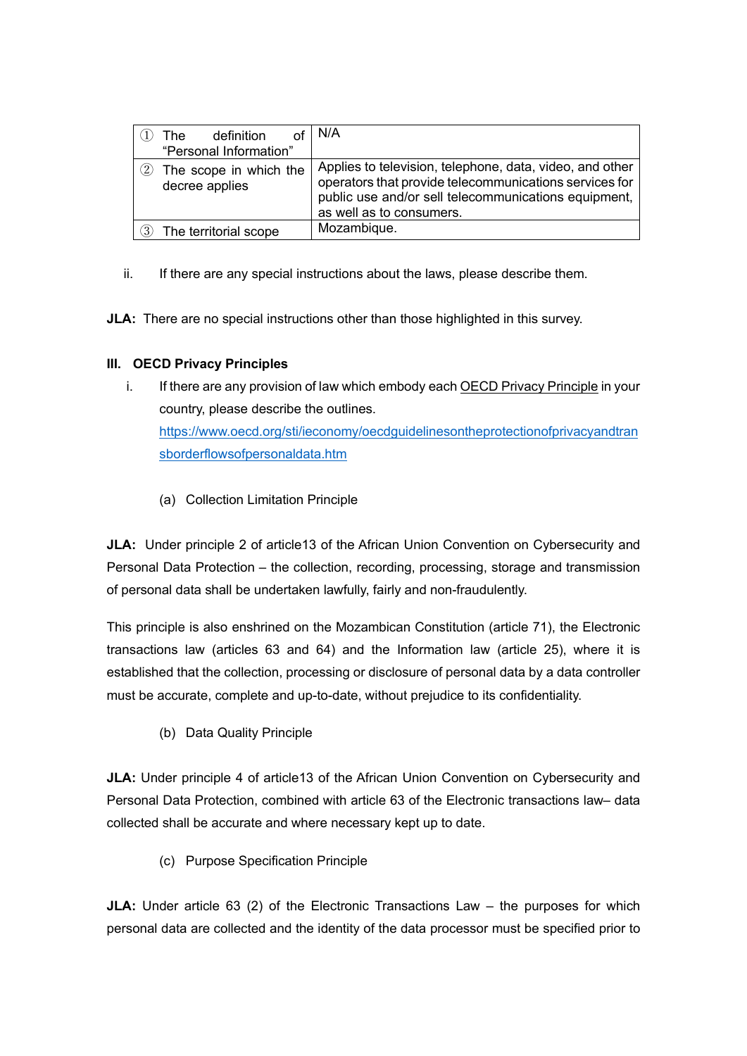| | |
|---|---|
| ① The definition of “Personal Information” | N/A |
| ② The scope in which the decree applies | Applies to television, telephone, data, video, and other operators that provide telecommunications services for public use and/or sell telecommunications equipment, as well as to consumers. |
| ③ The territorial scope | Mozambique. |

ii. If there are any special instructions about the laws, please describe them.

**JLA:** There are no special instructions other than those highlighted in this survey.

**III. OECD Privacy Principles**

i. If there are any provision of law which embody each OECD Privacy Principle in your country, please describe the outlines.
https://www.oecd.org/sti/ieconomy/oecdguidelinesontheprotectionofprivacyandtransborderflowsofpersonaldata.htm

(a) Collection Limitation Principle

**JLA:** Under principle 2 of article13 of the African Union Convention on Cybersecurity and Personal Data Protection – the collection, recording, processing, storage and transmission of personal data shall be undertaken lawfully, fairly and non-fraudulently.

This principle is also enshrined on the Mozambican Constitution (article 71), the Electronic transactions law (articles 63 and 64) and the Information law (article 25), where it is established that the collection, processing or disclosure of personal data by a data controller must be accurate, complete and up-to-date, without prejudice to its confidentiality.

(b) Data Quality Principle

**JLA:** Under principle 4 of article13 of the African Union Convention on Cybersecurity and Personal Data Protection, combined with article 63 of the Electronic transactions law– data collected shall be accurate and where necessary kept up to date.

(c) Purpose Specification Principle

**JLA:** Under article 63 (2) of the Electronic Transactions Law – the purposes for which personal data are collected and the identity of the data processor must be specified prior to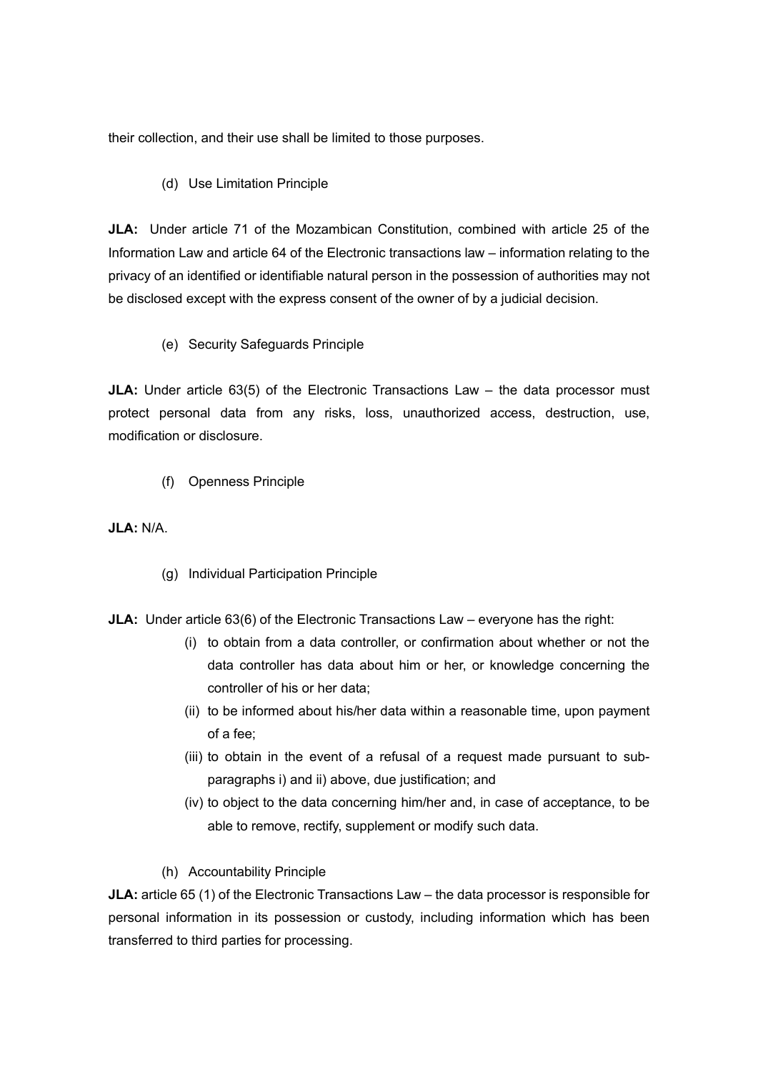their collection, and their use shall be limited to those purposes.

(d) Use Limitation Principle

**JLA:** Under article 71 of the Mozambican Constitution, combined with article 25 of the Information Law and article 64 of the Electronic transactions law – information relating to the privacy of an identified or identifiable natural person in the possession of authorities may not be disclosed except with the express consent of the owner of by a judicial decision.

(e) Security Safeguards Principle

**JLA:** Under article 63(5) of the Electronic Transactions Law – the data processor must protect personal data from any risks, loss, unauthorized access, destruction, use, modification or disclosure.

(f) Openness Principle

**JLA:** N/A.

(g) Individual Participation Principle

**JLA:** Under article 63(6) of the Electronic Transactions Law – everyone has the right:

(i) to obtain from a data controller, or confirmation about whether or not the data controller has data about him or her, or knowledge concerning the controller of his or her data;

(ii) to be informed about his/her data within a reasonable time, upon payment of a fee;

(iii) to obtain in the event of a refusal of a request made pursuant to sub-paragraphs i) and ii) above, due justification; and

(iv) to object to the data concerning him/her and, in case of acceptance, to be able to remove, rectify, supplement or modify such data.

(h) Accountability Principle

**JLA:** article 65 (1) of the Electronic Transactions Law – the data processor is responsible for personal information in its possession or custody, including information which has been transferred to third parties for processing.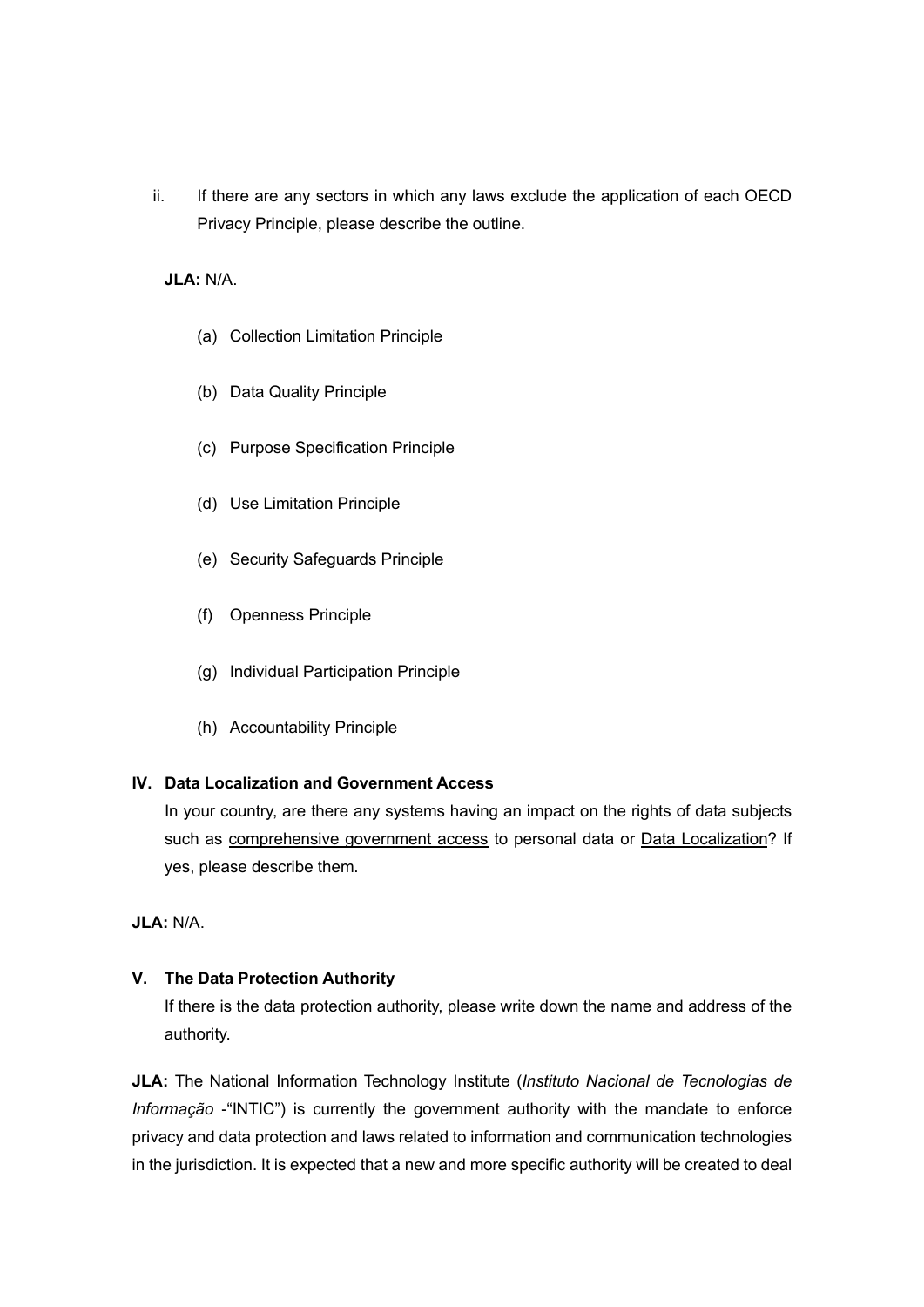ii. If there are any sectors in which any laws exclude the application of each OECD Privacy Principle, please describe the outline.

**JLA:** N/A.

(a) Collection Limitation Principle

(b) Data Quality Principle

(c) Purpose Specification Principle

(d) Use Limitation Principle

(e) Security Safeguards Principle

(f) Openness Principle

(g) Individual Participation Principle

(h) Accountability Principle

## IV. Data Localization and Government Access

In your country, are there any systems having an impact on the rights of data subjects such as comprehensive government access to personal data or Data Localization? If yes, please describe them.

**JLA:** N/A.

## V. The Data Protection Authority

If there is the data protection authority, please write down the name and address of the authority.

**JLA:** The National Information Technology Institute (*Instituto Nacional de Tecnologias de Informação* -"INTIC") is currently the government authority with the mandate to enforce privacy and data protection and laws related to information and communication technologies in the jurisdiction. It is expected that a new and more specific authority will be created to deal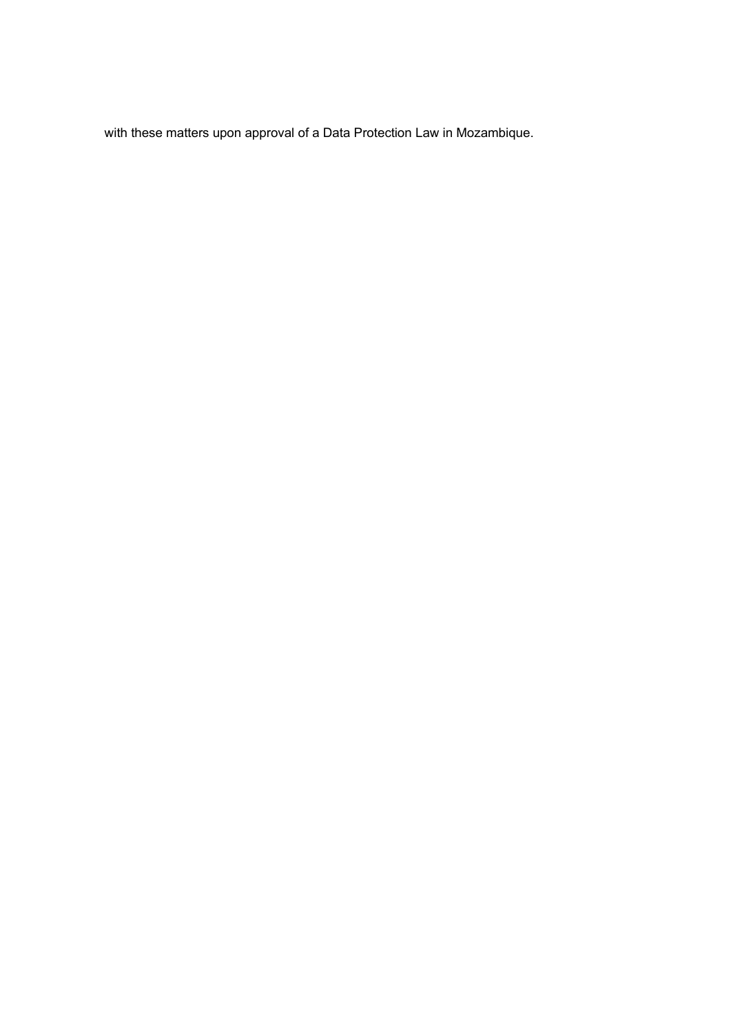with these matters upon approval of a Data Protection Law in Mozambique.